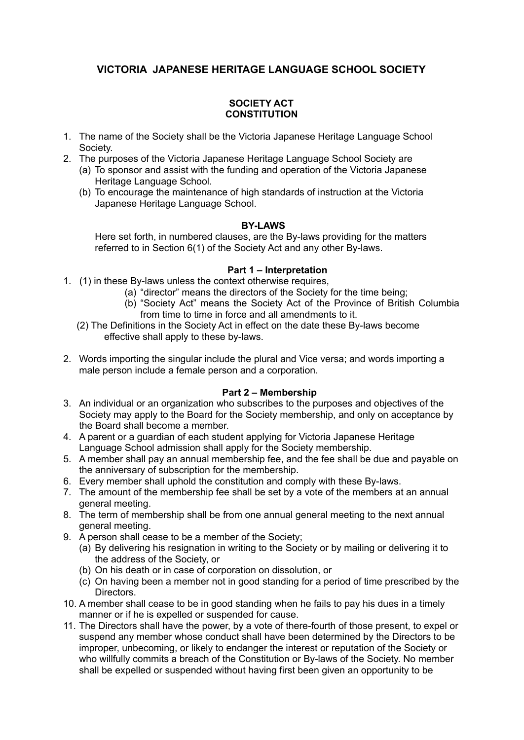# VICTORIA JAPANESE HERITAGE LANGUAGE SCHOOL SOCIETY

## SOCIETY ACT
## CONSTITUTION

1. The name of the Society shall be the Victoria Japanese Heritage Language School Society.
2. The purposes of the Victoria Japanese Heritage Language School Society are
   (a) To sponsor and assist with the funding and operation of the Victoria Japanese Heritage Language School.
   (b) To encourage the maintenance of high standards of instruction at the Victoria Japanese Heritage Language School.

## BY-LAWS

Here set forth, in numbered clauses, are the By-laws providing for the matters referred to in Section 6(1) of the Society Act and any other By-laws.

### Part 1 – Interpretation

1. (1) in these By-laws unless the context otherwise requires,
      (a) "director" means the directors of the Society for the time being;
      (b) "Society Act" means the Society Act of the Province of British Columbia from time to time in force and all amendments to it.
   (2) The Definitions in the Society Act in effect on the date these By-laws become effective shall apply to these by-laws.

2. Words importing the singular include the plural and Vice versa; and words importing a male person include a female person and a corporation.

### Part 2 – Membership

3. An individual or an organization who subscribes to the purposes and objectives of the Society may apply to the Board for the Society membership, and only on acceptance by the Board shall become a member.
4. A parent or a guardian of each student applying for Victoria Japanese Heritage Language School admission shall apply for the Society membership.
5. A member shall pay an annual membership fee, and the fee shall be due and payable on the anniversary of subscription for the membership.
6. Every member shall uphold the constitution and comply with these By-laws.
7. The amount of the membership fee shall be set by a vote of the members at an annual general meeting.
8. The term of membership shall be from one annual general meeting to the next annual general meeting.
9. A person shall cease to be a member of the Society;
   (a) By delivering his resignation in writing to the Society or by mailing or delivering it to the address of the Society, or
   (b) On his death or in case of corporation on dissolution, or
   (c) On having been a member not in good standing for a period of time prescribed by the Directors.
10. A member shall cease to be in good standing when he fails to pay his dues in a timely manner or if he is expelled or suspended for cause.
11. The Directors shall have the power, by a vote of there-fourth of those present, to expel or suspend any member whose conduct shall have been determined by the Directors to be improper, unbecoming, or likely to endanger the interest or reputation of the Society or who willfully commits a breach of the Constitution or By-laws of the Society. No member shall be expelled or suspended without having first been given an opportunity to be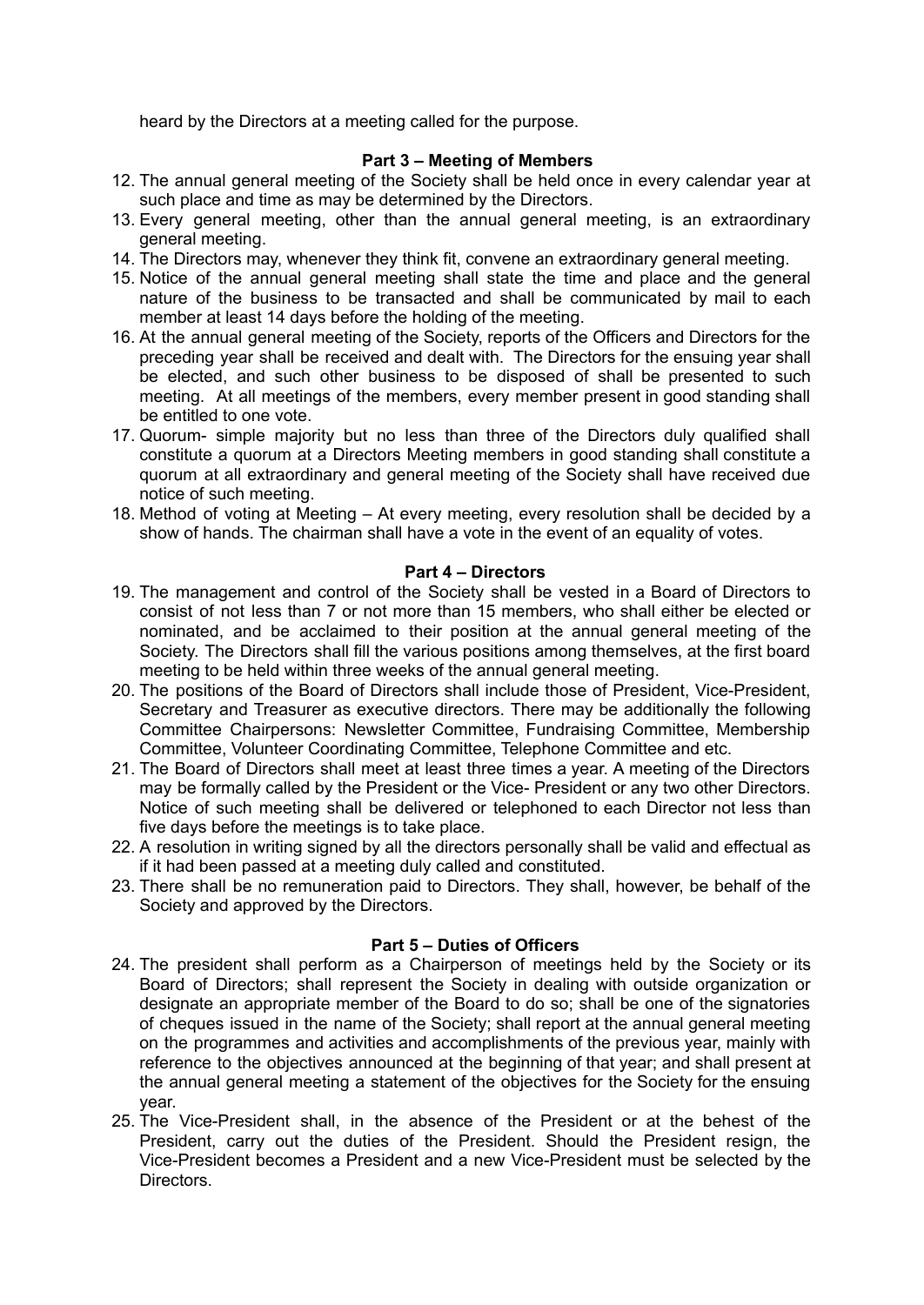heard by the Directors at a meeting called for the purpose.

## Part 3 – Meeting of Members

12. The annual general meeting of the Society shall be held once in every calendar year at such place and time as may be determined by the Directors.
13. Every general meeting, other than the annual general meeting, is an extraordinary general meeting.
14. The Directors may, whenever they think fit, convene an extraordinary general meeting.
15. Notice of the annual general meeting shall state the time and place and the general nature of the business to be transacted and shall be communicated by mail to each member at least 14 days before the holding of the meeting.
16. At the annual general meeting of the Society, reports of the Officers and Directors for the preceding year shall be received and dealt with. The Directors for the ensuing year shall be elected, and such other business to be disposed of shall be presented to such meeting. At all meetings of the members, every member present in good standing shall be entitled to one vote.
17. Quorum- simple majority but no less than three of the Directors duly qualified shall constitute a quorum at a Directors Meeting members in good standing shall constitute a quorum at all extraordinary and general meeting of the Society shall have received due notice of such meeting.
18. Method of voting at Meeting – At every meeting, every resolution shall be decided by a show of hands. The chairman shall have a vote in the event of an equality of votes.

## Part 4 – Directors

19. The management and control of the Society shall be vested in a Board of Directors to consist of not less than 7 or not more than 15 members, who shall either be elected or nominated, and be acclaimed to their position at the annual general meeting of the Society. The Directors shall fill the various positions among themselves, at the first board meeting to be held within three weeks of the annual general meeting.
20. The positions of the Board of Directors shall include those of President, Vice-President, Secretary and Treasurer as executive directors. There may be additionally the following Committee Chairpersons: Newsletter Committee, Fundraising Committee, Membership Committee, Volunteer Coordinating Committee, Telephone Committee and etc.
21. The Board of Directors shall meet at least three times a year. A meeting of the Directors may be formally called by the President or the Vice- President or any two other Directors. Notice of such meeting shall be delivered or telephoned to each Director not less than five days before the meetings is to take place.
22. A resolution in writing signed by all the directors personally shall be valid and effectual as if it had been passed at a meeting duly called and constituted.
23. There shall be no remuneration paid to Directors. They shall, however, be behalf of the Society and approved by the Directors.

## Part 5 – Duties of Officers

24. The president shall perform as a Chairperson of meetings held by the Society or its Board of Directors; shall represent the Society in dealing with outside organization or designate an appropriate member of the Board to do so; shall be one of the signatories of cheques issued in the name of the Society; shall report at the annual general meeting on the programmes and activities and accomplishments of the previous year, mainly with reference to the objectives announced at the beginning of that year; and shall present at the annual general meeting a statement of the objectives for the Society for the ensuing year.
25. The Vice-President shall, in the absence of the President or at the behest of the President, carry out the duties of the President. Should the President resign, the Vice-President becomes a President and a new Vice-President must be selected by the Directors.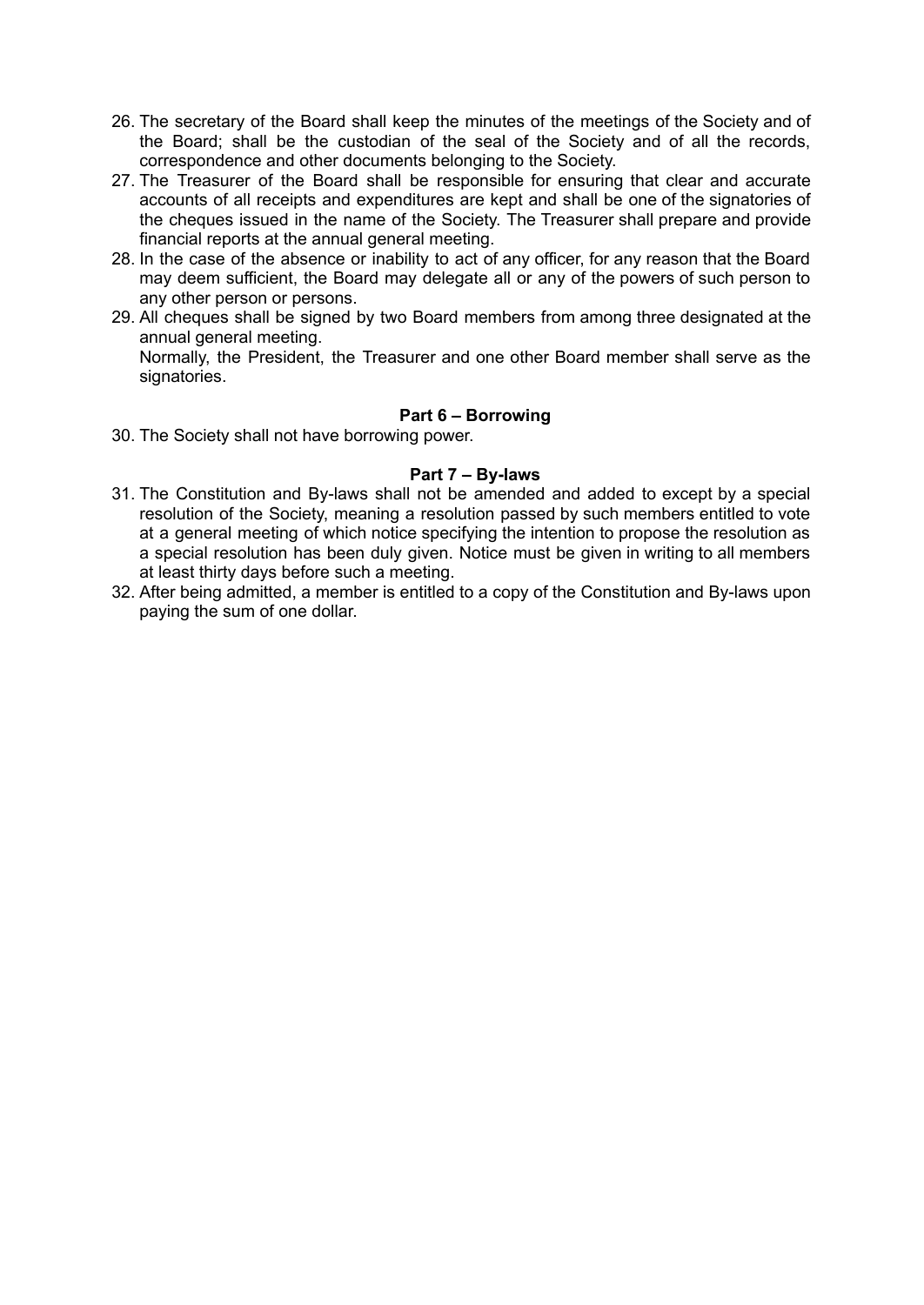26. The secretary of the Board shall keep the minutes of the meetings of the Society and of the Board; shall be the custodian of the seal of the Society and of all the records, correspondence and other documents belonging to the Society.
27. The Treasurer of the Board shall be responsible for ensuring that clear and accurate accounts of all receipts and expenditures are kept and shall be one of the signatories of the cheques issued in the name of the Society. The Treasurer shall prepare and provide financial reports at the annual general meeting.
28. In the case of the absence or inability to act of any officer, for any reason that the Board may deem sufficient, the Board may delegate all or any of the powers of such person to any other person or persons.
29. All cheques shall be signed by two Board members from among three designated at the annual general meeting.
    Normally, the President, the Treasurer and one other Board member shall serve as the signatories.

### Part 6 – Borrowing

30. The Society shall not have borrowing power.

### Part 7 – By-laws

31. The Constitution and By-laws shall not be amended and added to except by a special resolution of the Society, meaning a resolution passed by such members entitled to vote at a general meeting of which notice specifying the intention to propose the resolution as a special resolution has been duly given. Notice must be given in writing to all members at least thirty days before such a meeting.
32. After being admitted, a member is entitled to a copy of the Constitution and By-laws upon paying the sum of one dollar.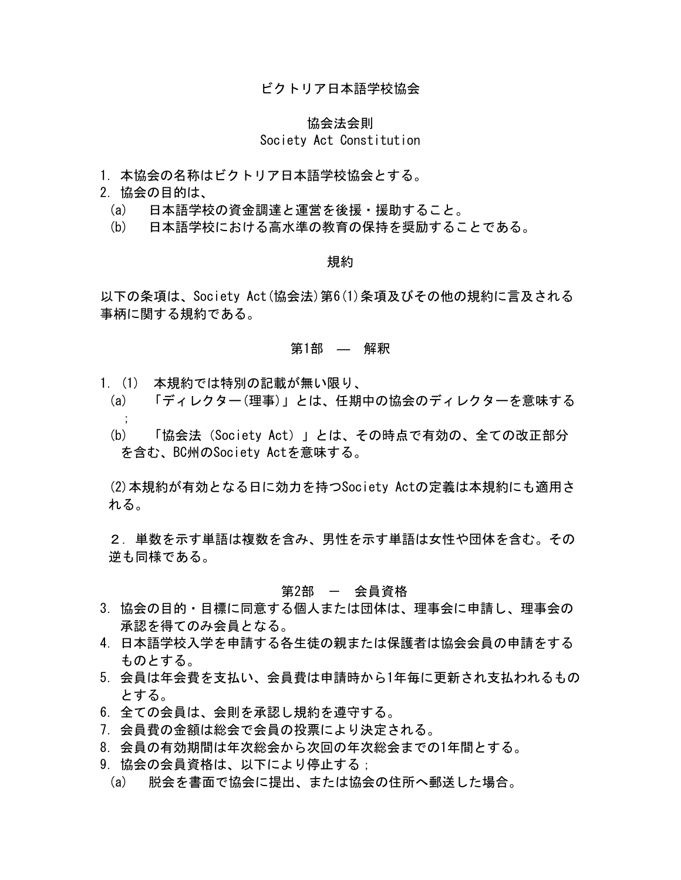# ビクトリア日本語学校協会

## 協会法会則
## Society Act Constitution

1. 本協会の名称はビクトリア日本語学校協会とする。
2. 協会の目的は、
   (a)　日本語学校の資金調達と運営を後援・援助すること。
   (b)　日本語学校における高水準の教育の保持を奨励することである。

## 規約

以下の条項は、Society Act(協会法)第6(1)条項及びその他の規約に言及される事柄に関する規約である。

### 第1部　—　解釈

1. (1)　本規約では特別の記載が無い限り、
   (a)　「ディレクター(理事)」とは、任期中の協会のディレクターを意味する；
   (b)　「協会法 (Society Act) 」とは、その時点で有効の、全ての改正部分を含む、BC州のSociety Actを意味する。

   (2)本規約が有効となる日に効力を持つSociety Actの定義は本規約にも適用される。

2．単数を示す単語は複数を含み、男性を示す単語は女性や団体を含む。その逆も同様である。

### 第2部　—　会員資格

3. 協会の目的・目標に同意する個人または団体は、理事会に申請し、理事会の承認を得てのみ会員となる。
4. 日本語学校入学を申請する各生徒の親または保護者は協会会員の申請をするものとする。
5. 会員は年会費を支払い、会員費は申請時から1年毎に更新され支払われるものとする。
6. 全ての会員は、会則を承認し規約を遵守する。
7. 会員費の金額は総会で会員の投票により決定される。
8. 会員の有効期間は年次総会から次回の年次総会までの1年間とする。
9. 協会の会員資格は、以下により停止する；
   (a)　脱会を書面で協会に提出、または協会の住所へ郵送した場合。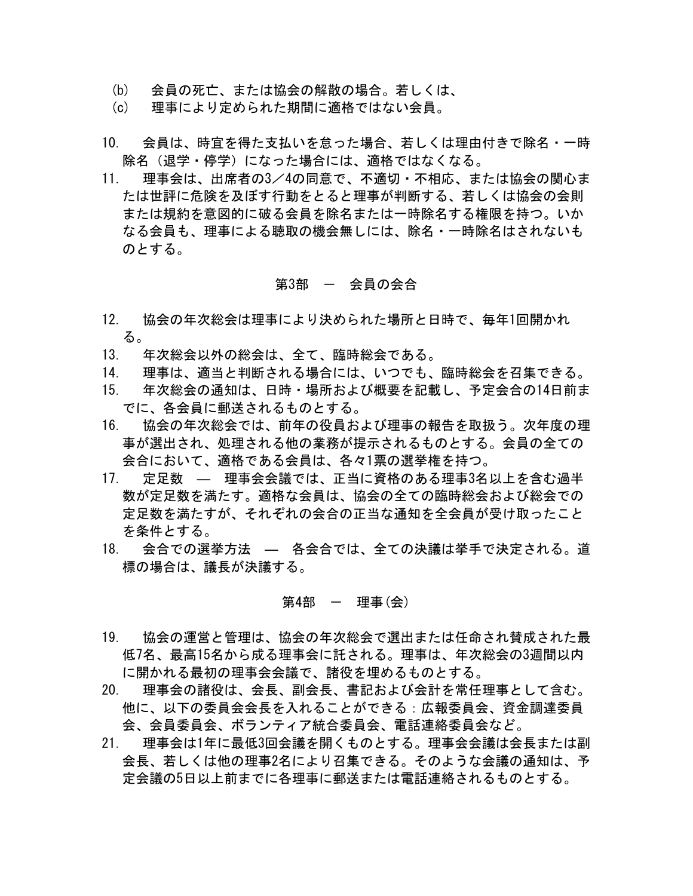(b)　会員の死亡、または協会の解散の場合。若しくは、

(c)　理事により定められた期間に適格ではない会員。

10.　会員は、時宜を得た支払いを怠った場合、若しくは理由付きで除名・一時除名（退学・停学）になった場合には、適格ではなくなる。

11.　理事会は、出席者の3／4の同意で、不適切・不相応、または協会の関心または世評に危険を及ぼす行動をとると理事が判断する、若しくは協会の会則または規約を意図的に破る会員を除名または一時除名する権限を持つ。いかなる会員も、理事による聴取の機会無しには、除名・一時除名はされないものとする。

## 第3部　－　会員の会合

12.　協会の年次総会は理事により決められた場所と日時で、毎年1回開かれる。

13.　年次総会以外の総会は、全て、臨時総会である。

14.　理事は、適当と判断される場合には、いつでも、臨時総会を召集できる。

15.　年次総会の通知は、日時・場所および概要を記載し、予定会合の14日前までに、各会員に郵送されるものとする。

16.　協会の年次総会では、前年の役員および理事の報告を取扱う。次年度の理事が選出され、処理される他の業務が提示されるものとする。会員の全ての会合において、適格である会員は、各々1票の選挙権を持つ。

17.　定足数　―　理事会会議では、正当に資格のある理事3名以上を含む過半数が定足数を満たす。適格な会員は、協会の全ての臨時総会および総会での定足数を満たすが、それぞれの会合の正当な通知を全会員が受け取ったことを条件とする。

18.　会合での選挙方法　―　各会合では、全ての決議は挙手で決定される。道標の場合は、議長が決議する。

## 第4部　－　理事(会)

19.　協会の運営と管理は、協会の年次総会で選出または任命され賛成された最低7名、最高15名から成る理事会に託される。理事は、年次総会の3週間以内に開かれる最初の理事会会議で、諸役を埋めるものとする。

20.　理事会の諸役は、会長、副会長、書記および会計を常任理事として含む。他に、以下の委員会会長を入れることができる：広報委員会、資金調達委員会、会員委員会、ボランティア統合委員会、電話連絡委員会など。

21.　理事会は1年に最低3回会議を開くものとする。理事会会議は会長または副会長、若しくは他の理事2名により召集できる。そのような会議の通知は、予定会議の5日以上前までに各理事に郵送または電話連絡されるものとする。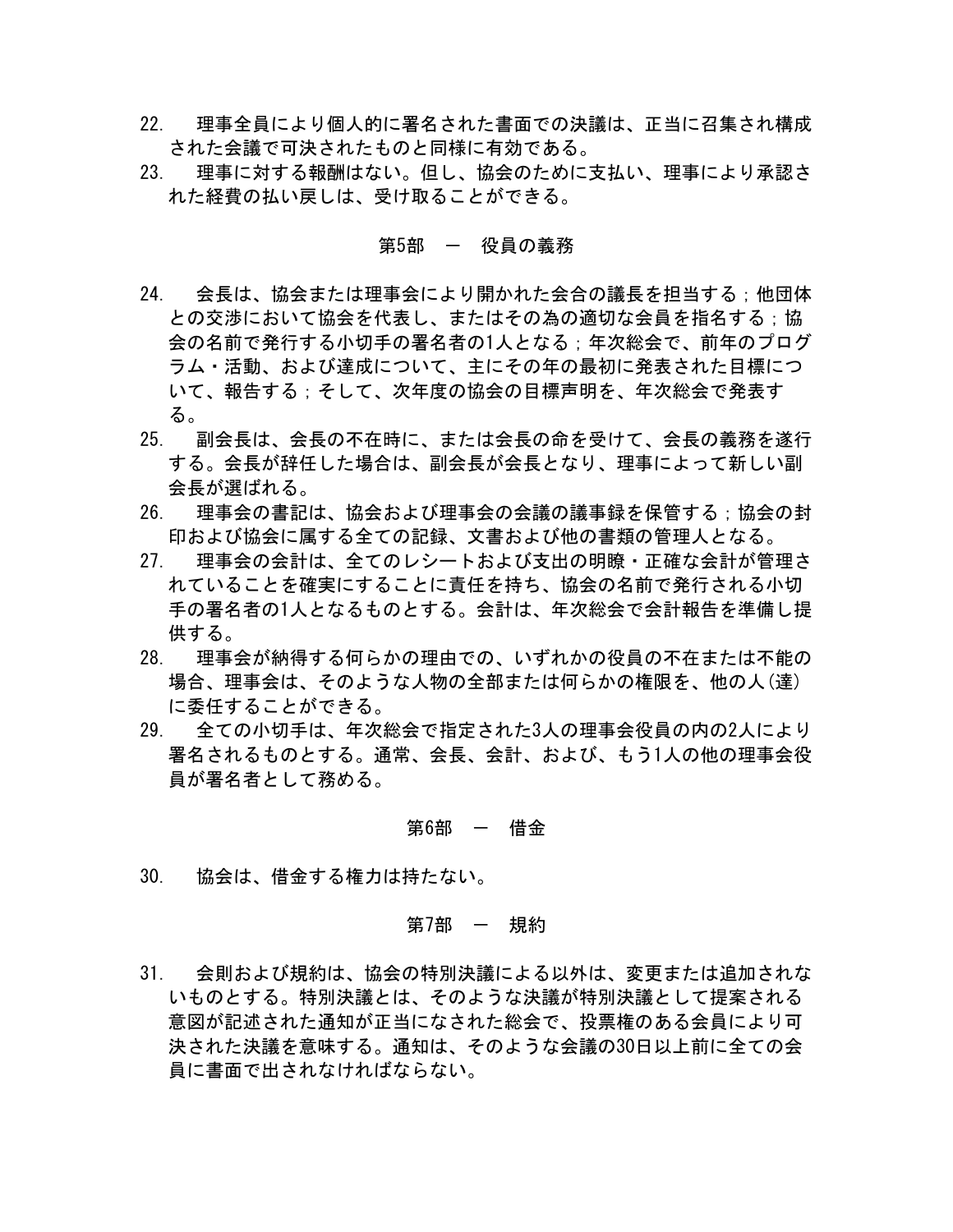22.　理事全員により個人的に署名された書面での決議は、正当に召集され構成された会議で可決されたものと同様に有効である。

23.　理事に対する報酬はない。但し、協会のために支払い、理事により承認された経費の払い戻しは、受け取ることができる。

## 第5部　ー　役員の義務

24.　会長は、協会または理事会により開かれた会合の議長を担当する；他団体との交渉において協会を代表し、またはその為の適切な会員を指名する；協会の名前で発行する小切手の署名者の1人となる；年次総会で、前年のプログラム・活動、および達成について、主にその年の最初に発表された目標について、報告する；そして、次年度の協会の目標声明を、年次総会で発表する。

25.　副会長は、会長の不在時に、または会長の命を受けて、会長の義務を遂行する。会長が辞任した場合は、副会長が会長となり、理事によって新しい副会長が選ばれる。

26.　理事会の書記は、協会および理事会の会議の議事録を保管する；協会の封印および協会に属する全ての記録、文書および他の書類の管理人となる。

27.　理事会の会計は、全てのレシートおよび支出の明瞭・正確な会計が管理されていることを確実にすることに責任を持ち、協会の名前で発行される小切手の署名者の1人となるものとする。会計は、年次総会で会計報告を準備し提供する。

28.　理事会が納得する何らかの理由での、いずれかの役員の不在または不能の場合、理事会は、そのような人物の全部または何らかの権限を、他の人(達)に委任することができる。

29.　全ての小切手は、年次総会で指定された3人の理事会役員の内の2人により署名されるものとする。通常、会長、会計、および、もう1人の他の理事会役員が署名者として務める。

## 第6部　ー　借金

30.　協会は、借金する権力は持たない。

## 第7部　ー　規約

31.　会則および規約は、協会の特別決議による以外は、変更または追加されないものとする。特別決議とは、そのような決議が特別決議として提案される意図が記述された通知が正当になされた総会で、投票権のある会員により可決された決議を意味する。通知は、そのような会議の30日以上前に全ての会員に書面で出されなければならない。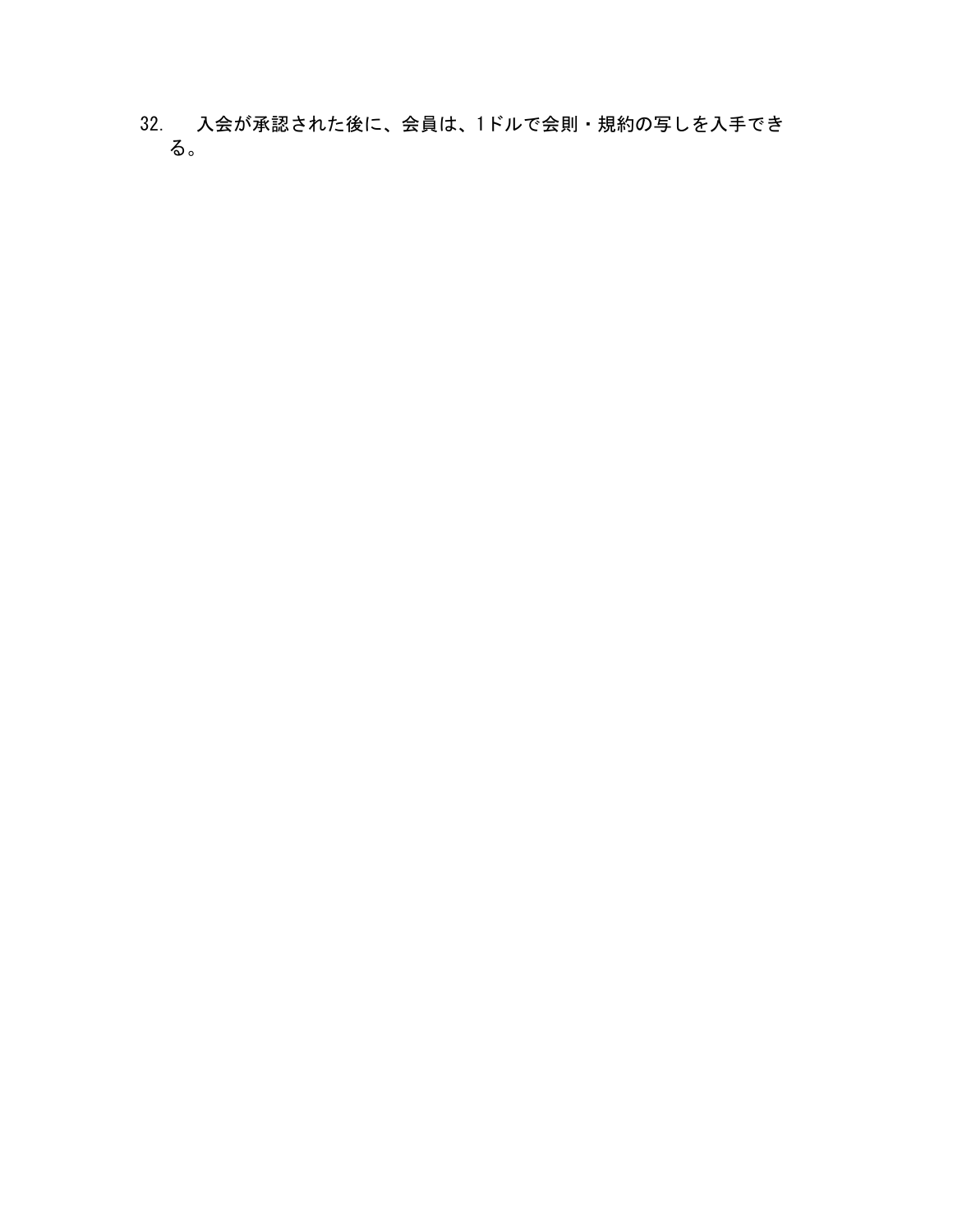32. 入会が承認された後に、会員は、1ドルで会則・規約の写しを入手できる。